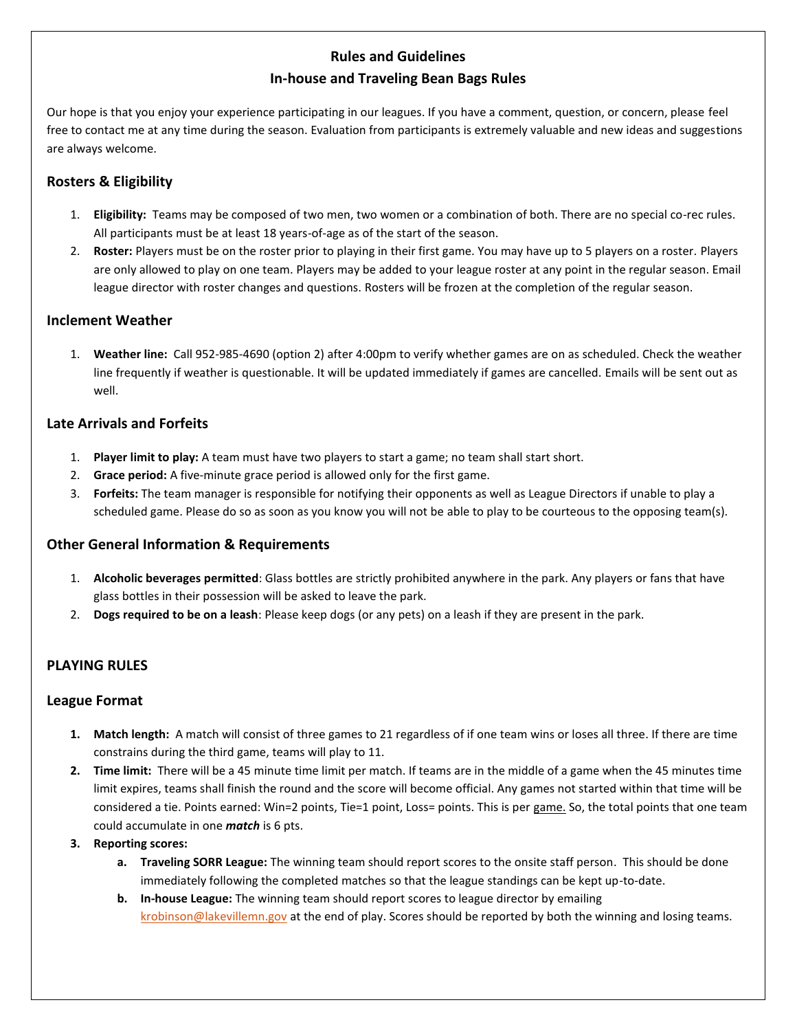# Rules and Guidelines

## In-house and Traveling Bean Bags Rules

Our hope is that you enjoy your experience participating in our leagues. If you have a comment, question, or concern, please feel free to contact me at any time during the season. Evaluation from participants is extremely valuable and new ideas and suggestions are always welcome.

### Rosters & Eligibility

1. **Eligibility:** Teams may be composed of two men, two women or a combination of both. There are no special co-rec rules. All participants must be at least 18 years-of-age as of the start of the season.
2. **Roster:** Players must be on the roster prior to playing in their first game. You may have up to 5 players on a roster. Players are only allowed to play on one team. Players may be added to your league roster at any point in the regular season. Email league director with roster changes and questions. Rosters will be frozen at the completion of the regular season.

### Inclement Weather

1. **Weather line:** Call 952-985-4690 (option 2) after 4:00pm to verify whether games are on as scheduled. Check the weather line frequently if weather is questionable. It will be updated immediately if games are cancelled. Emails will be sent out as well.

### Late Arrivals and Forfeits

1. **Player limit to play:** A team must have two players to start a game; no team shall start short.
2. **Grace period:** A five-minute grace period is allowed only for the first game.
3. **Forfeits:** The team manager is responsible for notifying their opponents as well as League Directors if unable to play a scheduled game. Please do so as soon as you know you will not be able to play to be courteous to the opposing team(s).

### Other General Information & Requirements

1. **Alcoholic beverages permitted**: Glass bottles are strictly prohibited anywhere in the park. Any players or fans that have glass bottles in their possession will be asked to leave the park.
2. **Dogs required to be on a leash**: Please keep dogs (or any pets) on a leash if they are present in the park.

### PLAYING RULES

### League Format

1. **Match length:** A match will consist of three games to 21 regardless of if one team wins or loses all three. If there are time constrains during the third game, teams will play to 11.
2. **Time limit:** There will be a 45 minute time limit per match. If teams are in the middle of a game when the 45 minutes time limit expires, teams shall finish the round and the score will become official. Any games not started within that time will be considered a tie. Points earned: Win=2 points, Tie=1 point, Loss= points. This is per game. So, the total points that one team could accumulate in one ***match*** is 6 pts.
3. **Reporting scores:**
   a. **Traveling SORR League:** The winning team should report scores to the onsite staff person. This should be done immediately following the completed matches so that the league standings can be kept up-to-date.
   b. **In-house League:** The winning team should report scores to league director by emailing krobinson@lakevillemn.gov at the end of play. Scores should be reported by both the winning and losing teams.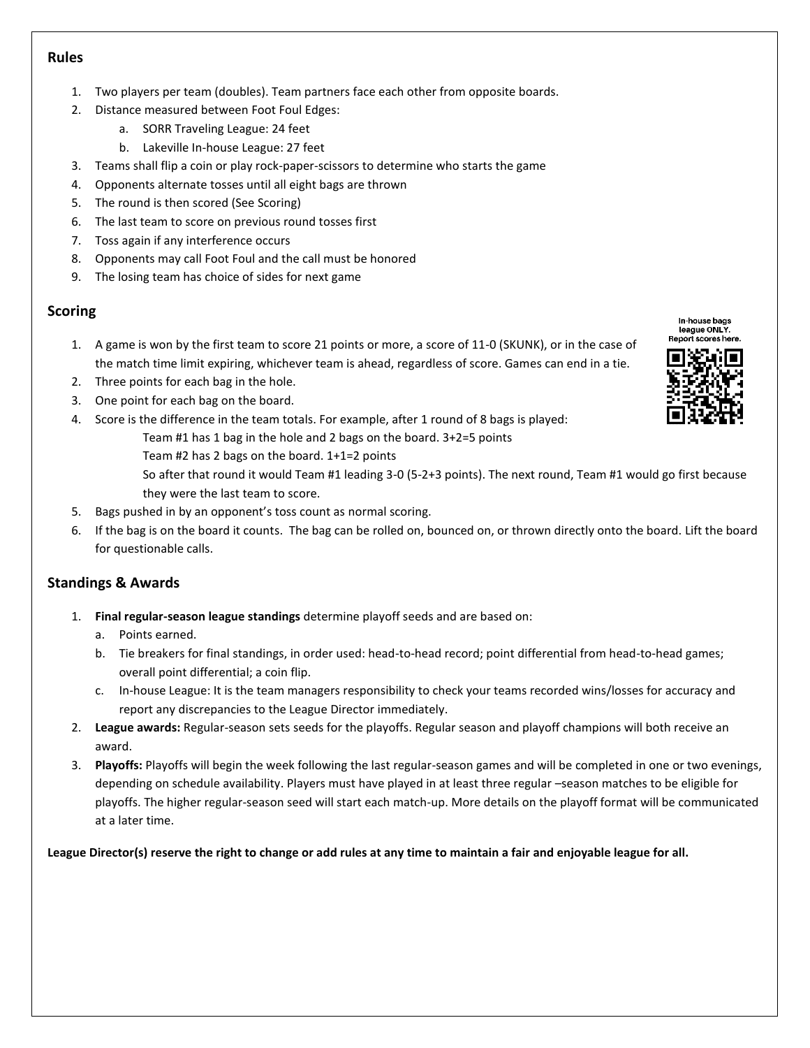## Rules

1. Two players per team (doubles). Team partners face each other from opposite boards.
2. Distance measured between Foot Foul Edges:
    a. SORR Traveling League: 24 feet
    b. Lakeville In-house League: 27 feet
3. Teams shall flip a coin or play rock-paper-scissors to determine who starts the game
4. Opponents alternate tosses until all eight bags are thrown
5. The round is then scored (See Scoring)
6. The last team to score on previous round tosses first
7. Toss again if any interference occurs
8. Opponents may call Foot Foul and the call must be honored
9. The losing team has choice of sides for next game

## Scoring

In-house bags league ONLY. Report scores here.

1. A game is won by the first team to score 21 points or more, a score of 11-0 (SKUNK), or in the case of the match time limit expiring, whichever team is ahead, regardless of score. Games can end in a tie.
2. Three points for each bag in the hole.
3. One point for each bag on the board.
4. Score is the difference in the team totals. For example, after 1 round of 8 bags is played:
   Team #1 has 1 bag in the hole and 2 bags on the board. 3+2=5 points
   Team #2 has 2 bags on the board. 1+1=2 points
   So after that round it would Team #1 leading 3-0 (5-2+3 points). The next round, Team #1 would go first because they were the last team to score.
5. Bags pushed in by an opponent's toss count as normal scoring.
6. If the bag is on the board it counts. The bag can be rolled on, bounced on, or thrown directly onto the board. Lift the board for questionable calls.

## Standings & Awards

1. **Final regular-season league standings** determine playoff seeds and are based on:
    a. Points earned.
    b. Tie breakers for final standings, in order used: head-to-head record; point differential from head-to-head games; overall point differential; a coin flip.
    c. In-house League: It is the team managers responsibility to check your teams recorded wins/losses for accuracy and report any discrepancies to the League Director immediately.
2. **League awards:** Regular-season sets seeds for the playoffs. Regular season and playoff champions will both receive an award.
3. **Playoffs:** Playoffs will begin the week following the last regular-season games and will be completed in one or two evenings, depending on schedule availability. Players must have played in at least three regular –season matches to be eligible for playoffs. The higher regular-season seed will start each match-up. More details on the playoff format will be communicated at a later time.

**League Director(s) reserve the right to change or add rules at any time to maintain a fair and enjoyable league for all.**